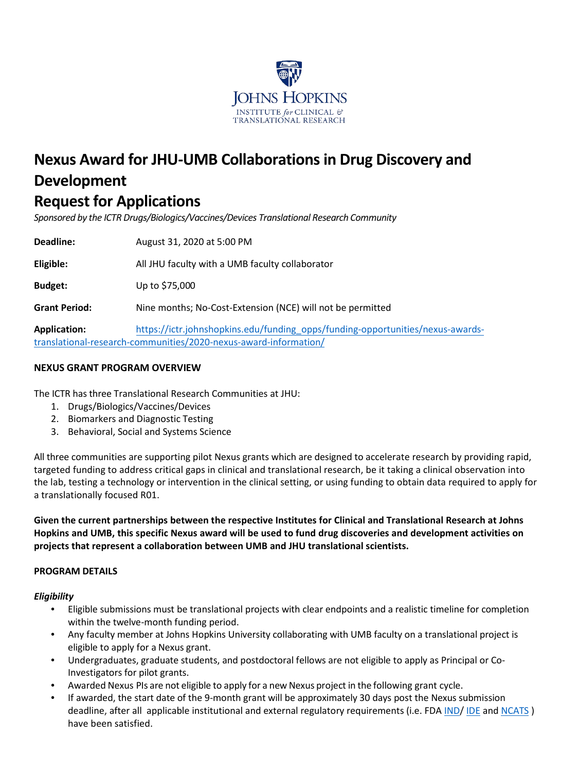JOHNS HOPKINS
INSTITUTE *for* CLINICAL & TRANSLATIONAL RESEARCH

# Nexus Award for JHU-UMB Collaborations in Drug Discovery and Development

# Request for Applications

*Sponsored by the ICTR Drugs/Biologics/Vaccines/Devices Translational Research Community*

| | |
|---|---|
| **Deadline:** | August 31, 2020 at 5:00 PM |
| **Eligible:** | All JHU faculty with a UMB faculty collaborator |
| **Budget:** | Up to $75,000 |
| **Grant Period:** | Nine months; No-Cost-Extension (NCE) will not be permitted |
| **Application:** | https://ictr.johnshopkins.edu/funding_opps/funding-opportunities/nexus-awards-translational-research-communities/2020-nexus-award-information/ |

## NEXUS GRANT PROGRAM OVERVIEW

The ICTR has three Translational Research Communities at JHU:

1. Drugs/Biologics/Vaccines/Devices
2. Biomarkers and Diagnostic Testing
3. Behavioral, Social and Systems Science

All three communities are supporting pilot Nexus grants which are designed to accelerate research by providing rapid, targeted funding to address critical gaps in clinical and translational research, be it taking a clinical observation into the lab, testing a technology or intervention in the clinical setting, or using funding to obtain data required to apply for a translationally focused R01.

**Given the current partnerships between the respective Institutes for Clinical and Translational Research at Johns Hopkins and UMB, this specific Nexus award will be used to fund drug discoveries and development activities on projects that represent a collaboration between UMB and JHU translational scientists.**

## PROGRAM DETAILS

### *Eligibility*

- Eligible submissions must be translational projects with clear endpoints and a realistic timeline for completion within the twelve-month funding period.
- Any faculty member at Johns Hopkins University collaborating with UMB faculty on a translational project is eligible to apply for a Nexus grant.
- Undergraduates, graduate students, and postdoctoral fellows are not eligible to apply as Principal or Co-Investigators for pilot grants.
- Awarded Nexus PIs are not eligible to apply for a new Nexus project in the following grant cycle.
- If awarded, the start date of the 9-month grant will be approximately 30 days post the Nexus submission deadline, after all applicable institutional and external regulatory requirements (i.e. FDA IND/ IDE and NCATS ) have been satisfied.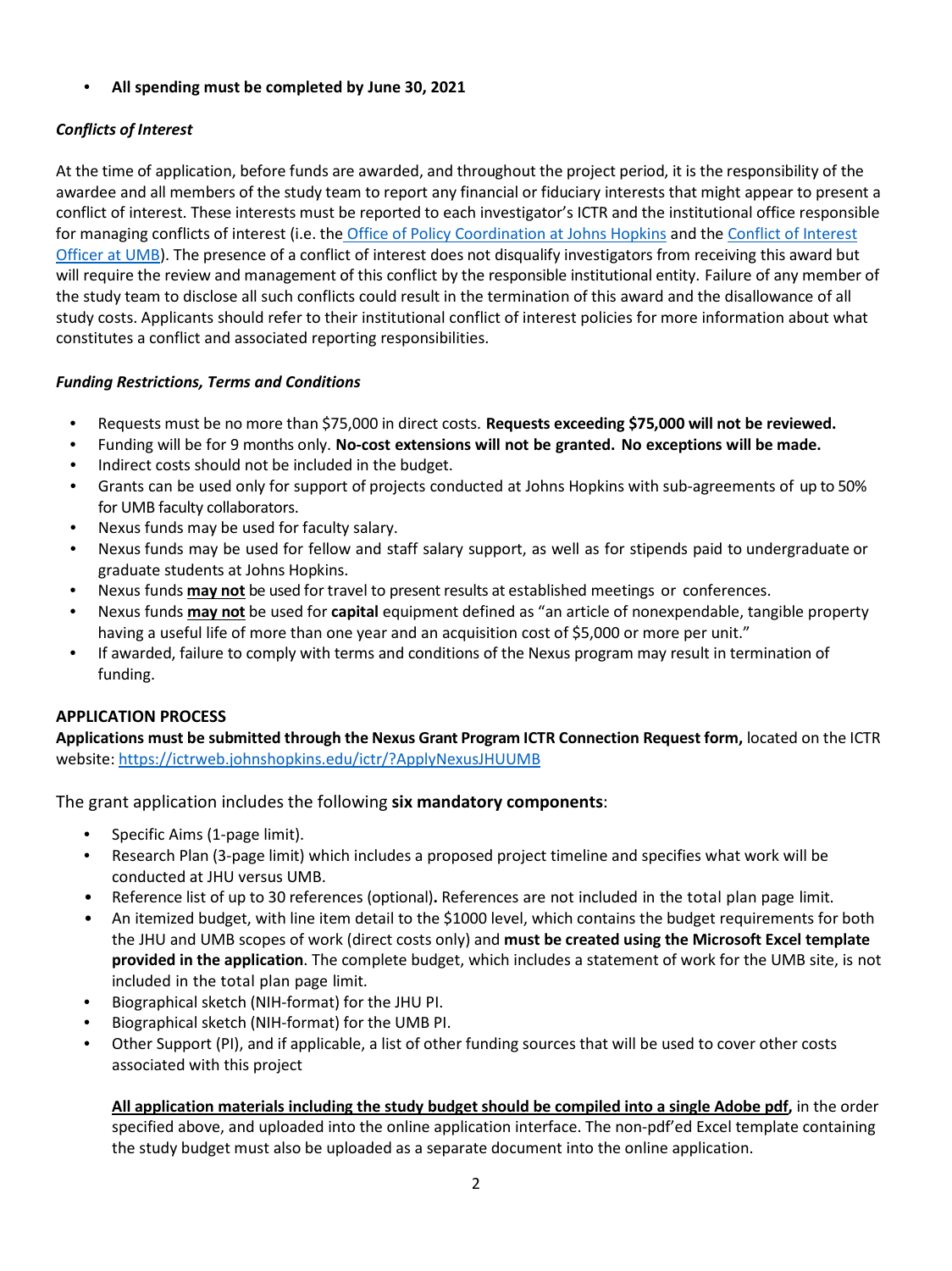- **All spending must be completed by June 30, 2021**

### *Conflicts of Interest*

At the time of application, before funds are awarded, and throughout the project period, it is the responsibility of the awardee and all members of the study team to report any financial or fiduciary interests that might appear to present a conflict of interest. These interests must be reported to each investigator's ICTR and the institutional office responsible for managing conflicts of interest (i.e. the Office of Policy Coordination at Johns Hopkins and the Conflict of Interest Officer at UMB). The presence of a conflict of interest does not disqualify investigators from receiving this award but will require the review and management of this conflict by the responsible institutional entity. Failure of any member of the study team to disclose all such conflicts could result in the termination of this award and the disallowance of all study costs. Applicants should refer to their institutional conflict of interest policies for more information about what constitutes a conflict and associated reporting responsibilities.

### *Funding Restrictions, Terms and Conditions*

- Requests must be no more than $75,000 in direct costs. **Requests exceeding $75,000 will not be reviewed.**
- Funding will be for 9 months only. **No-cost extensions will not be granted. No exceptions will be made.**
- Indirect costs should not be included in the budget.
- Grants can be used only for support of projects conducted at Johns Hopkins with sub-agreements of up to 50% for UMB faculty collaborators.
- Nexus funds may be used for faculty salary.
- Nexus funds may be used for fellow and staff salary support, as well as for stipends paid to undergraduate or graduate students at Johns Hopkins.
- Nexus funds <u>**may not**</u> be used for travel to present results at established meetings or conferences.
- Nexus funds <u>**may not**</u> be used for **capital** equipment defined as "an article of nonexpendable, tangible property having a useful life of more than one year and an acquisition cost of $5,000 or more per unit."
- If awarded, failure to comply with terms and conditions of the Nexus program may result in termination of funding.

## APPLICATION PROCESS

**Applications must be submitted through the Nexus Grant Program ICTR Connection Request form,** located on the ICTR website: https://ictrweb.johnshopkins.edu/ictr/?ApplyNexusJHUUMB

The grant application includes the following **six mandatory components**:

- Specific Aims (1-page limit).
- Research Plan (3-page limit) which includes a proposed project timeline and specifies what work will be conducted at JHU versus UMB.
- Reference list of up to 30 references (optional)**.** References are not included in the total plan page limit.
- An itemized budget, with line item detail to the $1000 level, which contains the budget requirements for both the JHU and UMB scopes of work (direct costs only) and **must be created using the Microsoft Excel template provided in the application**. The complete budget, which includes a statement of work for the UMB site, is not included in the total plan page limit.
- Biographical sketch (NIH-format) for the JHU PI.
- Biographical sketch (NIH-format) for the UMB PI.
- Other Support (PI), and if applicable, a list of other funding sources that will be used to cover other costs associated with this project

<u>**All application materials including the study budget should be compiled into a single Adobe pdf,**</u> in the order specified above, and uploaded into the online application interface. The non-pdf'ed Excel template containing the study budget must also be uploaded as a separate document into the online application.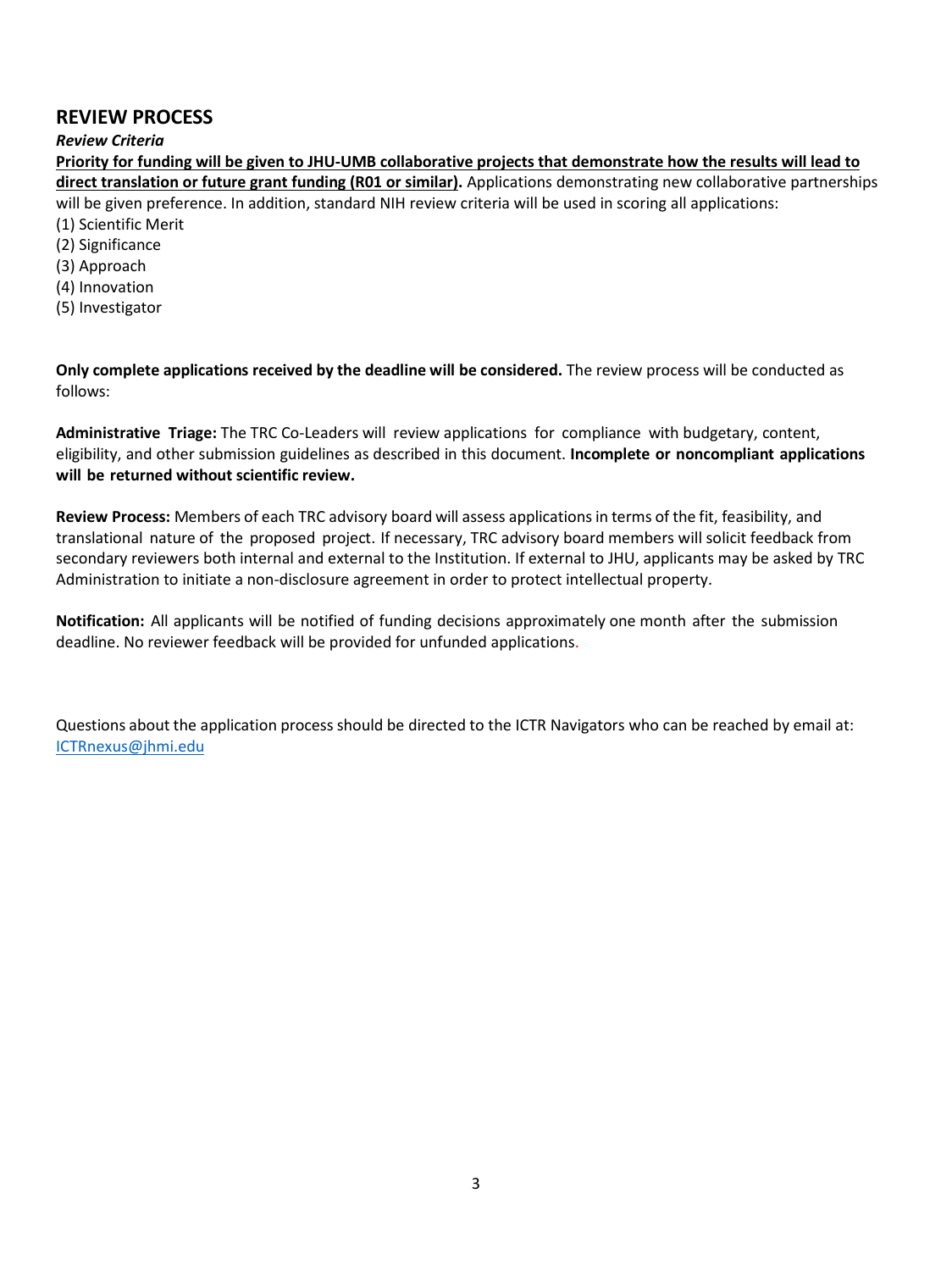## REVIEW PROCESS

***Review Criteria***

**Priority for funding will be given to JHU-UMB collaborative projects that demonstrate how the results will lead to direct translation or future grant funding (R01 or similar).** Applications demonstrating new collaborative partnerships will be given preference. In addition, standard NIH review criteria will be used in scoring all applications:

(1) Scientific Merit
(2) Significance
(3) Approach
(4) Innovation
(5) Investigator

**Only complete applications received by the deadline will be considered.** The review process will be conducted as follows:

**Administrative Triage:** The TRC Co-Leaders will review applications for compliance with budgetary, content, eligibility, and other submission guidelines as described in this document. **Incomplete or noncompliant applications will be returned without scientific review.**

**Review Process:** Members of each TRC advisory board will assess applications in terms of the fit, feasibility, and translational nature of the proposed project. If necessary, TRC advisory board members will solicit feedback from secondary reviewers both internal and external to the Institution. If external to JHU, applicants may be asked by TRC Administration to initiate a non-disclosure agreement in order to protect intellectual property.

**Notification:** All applicants will be notified of funding decisions approximately one month after the submission deadline. No reviewer feedback will be provided for unfunded applications.

Questions about the application process should be directed to the ICTR Navigators who can be reached by email at: ICTRnexus@jhmi.edu